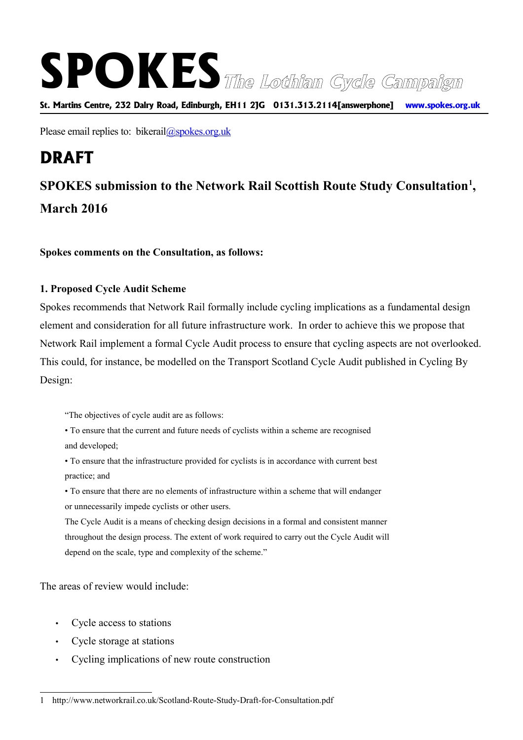# SPOKES *The Lothian Cycle Campaign*

**St. Martins Centre, 232 Dalry Road, Edinburgh, EH11 2JG 0131.313.2114[answerphone] www.spokes.org.uk**

Please email replies to: bikerail@spokes.org.uk

# DRAFT

## SPOKES submission to the Network Rail Scottish Route Study Consultation[1], March 2016

**Spokes comments on the Consultation, as follows:**

### 1. Proposed Cycle Audit Scheme

Spokes recommends that Network Rail formally include cycling implications as a fundamental design element and consideration for all future infrastructure work. In order to achieve this we propose that Network Rail implement a formal Cycle Audit process to ensure that cycling aspects are not overlooked. This could, for instance, be modelled on the Transport Scotland Cycle Audit published in Cycling By Design:

> "The objectives of cycle audit are as follows:
>
> • To ensure that the current and future needs of cyclists within a scheme are recognised and developed;
>
> • To ensure that the infrastructure provided for cyclists is in accordance with current best practice; and
>
> • To ensure that there are no elements of infrastructure within a scheme that will endanger or unnecessarily impede cyclists or other users.
>
> The Cycle Audit is a means of checking design decisions in a formal and consistent manner throughout the design process. The extent of work required to carry out the Cycle Audit will depend on the scale, type and complexity of the scheme."

The areas of review would include:

- Cycle access to stations
- Cycle storage at stations
- Cycling implications of new route construction

---

1 http://www.networkrail.co.uk/Scotland-Route-Study-Draft-for-Consultation.pdf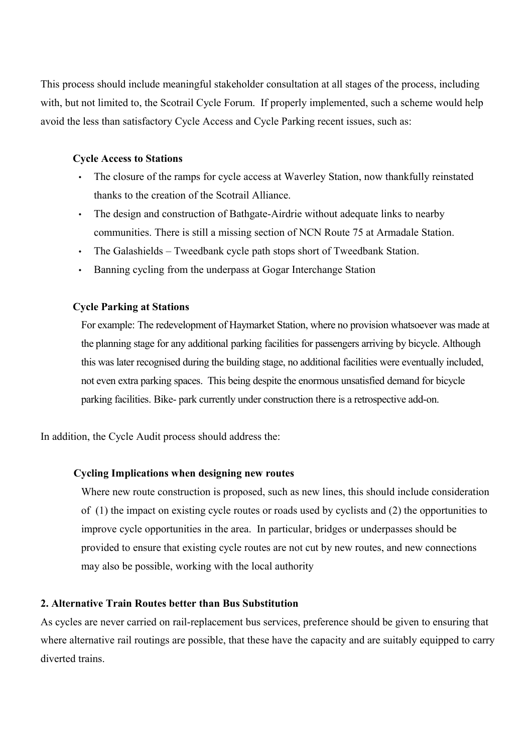This process should include meaningful stakeholder consultation at all stages of the process, including with, but not limited to, the Scotrail Cycle Forum. If properly implemented, such a scheme would help avoid the less than satisfactory Cycle Access and Cycle Parking recent issues, such as:

**Cycle Access to Stations**

- The closure of the ramps for cycle access at Waverley Station, now thankfully reinstated thanks to the creation of the Scotrail Alliance.
- The design and construction of Bathgate-Airdrie without adequate links to nearby communities. There is still a missing section of NCN Route 75 at Armadale Station.
- The Galashields – Tweedbank cycle path stops short of Tweedbank Station.
- Banning cycling from the underpass at Gogar Interchange Station

**Cycle Parking at Stations**

For example: The redevelopment of Haymarket Station, where no provision whatsoever was made at the planning stage for any additional parking facilities for passengers arriving by bicycle. Although this was later recognised during the building stage, no additional facilities were eventually included, not even extra parking spaces. This being despite the enormous unsatisfied demand for bicycle parking facilities. Bike- park currently under construction there is a retrospective add-on.

In addition, the Cycle Audit process should address the:

**Cycling Implications when designing new routes**

Where new route construction is proposed, such as new lines, this should include consideration of (1) the impact on existing cycle routes or roads used by cyclists and (2) the opportunities to improve cycle opportunities in the area. In particular, bridges or underpasses should be provided to ensure that existing cycle routes are not cut by new routes, and new connections may also be possible, working with the local authority

**2. Alternative Train Routes better than Bus Substitution**

As cycles are never carried on rail-replacement bus services, preference should be given to ensuring that where alternative rail routings are possible, that these have the capacity and are suitably equipped to carry diverted trains.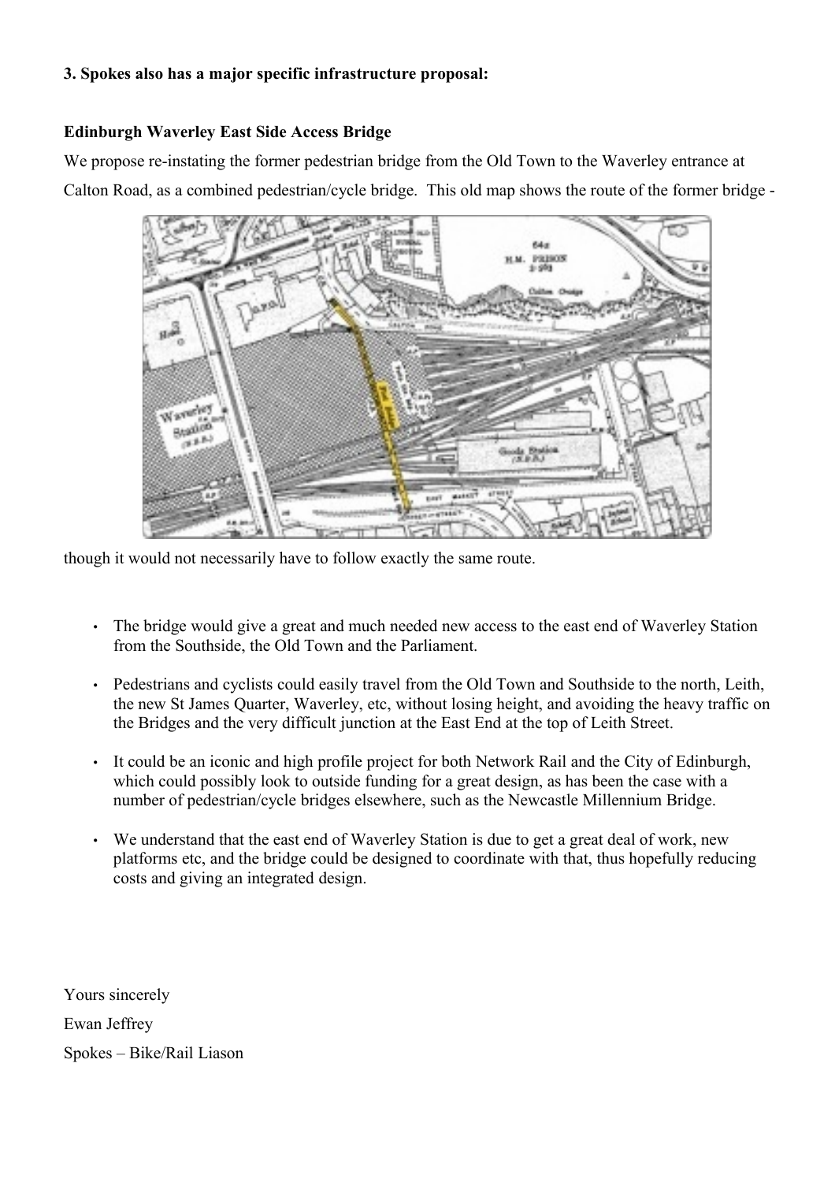**3. Spokes also has a major specific infrastructure proposal:**

**Edinburgh Waverley East Side Access Bridge**

We propose re-instating the former pedestrian bridge from the Old Town to the Waverley entrance at Calton Road, as a combined pedestrian/cycle bridge. This old map shows the route of the former bridge -

though it would not necessarily have to follow exactly the same route.

- The bridge would give a great and much needed new access to the east end of Waverley Station from the Southside, the Old Town and the Parliament.
- Pedestrians and cyclists could easily travel from the Old Town and Southside to the north, Leith, the new St James Quarter, Waverley, etc, without losing height, and avoiding the heavy traffic on the Bridges and the very difficult junction at the East End at the top of Leith Street.
- It could be an iconic and high profile project for both Network Rail and the City of Edinburgh, which could possibly look to outside funding for a great design, as has been the case with a number of pedestrian/cycle bridges elsewhere, such as the Newcastle Millennium Bridge.
- We understand that the east end of Waverley Station is due to get a great deal of work, new platforms etc, and the bridge could be designed to coordinate with that, thus hopefully reducing costs and giving an integrated design.

Yours sincerely

Ewan Jeffrey

Spokes – Bike/Rail Liason